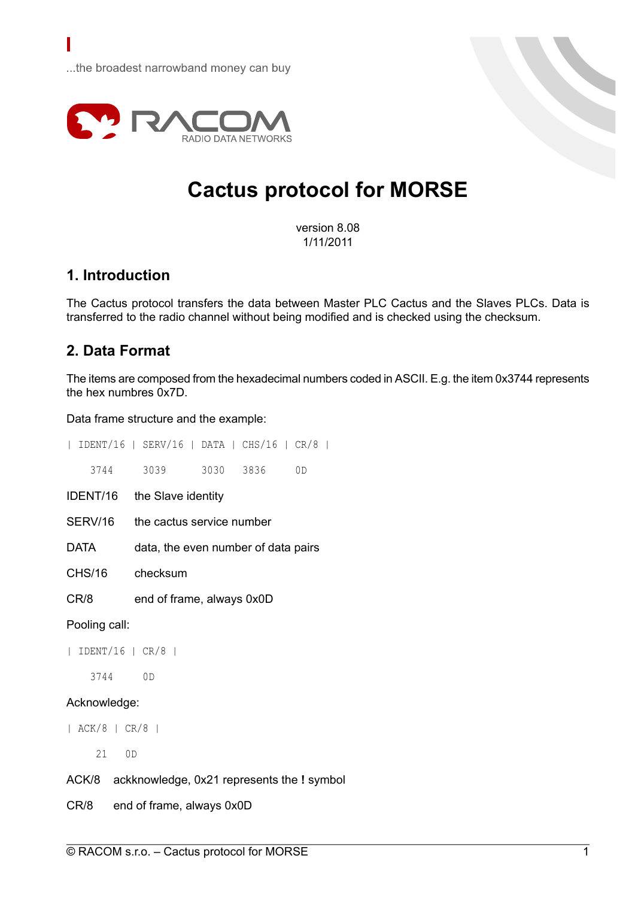...the broadest narrowband money can buy

RACOM
RADIO DATA NETWORKS

# Cactus protocol for MORSE

version 8.08
1/11/2011

## 1. Introduction

The Cactus protocol transfers the data between Master PLC Cactus and the Slaves PLCs. Data is transferred to the radio channel without being modified and is checked using the checksum.

## 2. Data Format

The items are composed from the hexadecimal numbers coded in ASCII. E.g. the item 0x3744 represents the hex numbres 0x7D.

Data frame structure and the example:

```
| IDENT/16 | SERV/16 | DATA | CHS/16 | CR/8 |

    3744      3039      3030   3836     0D
```

IDENT/16 the Slave identity

SERV/16 the cactus service number

DATA data, the even number of data pairs

CHS/16 checksum

CR/8 end of frame, always 0x0D

Pooling call:

```
| IDENT/16 | CR/8 |

    3744      0D
```

Acknowledge:

```
| ACK/8 | CR/8 |

    21     0D
```

ACK/8 ackknowledge, 0x21 represents the **!** symbol

CR/8 end of frame, always 0x0D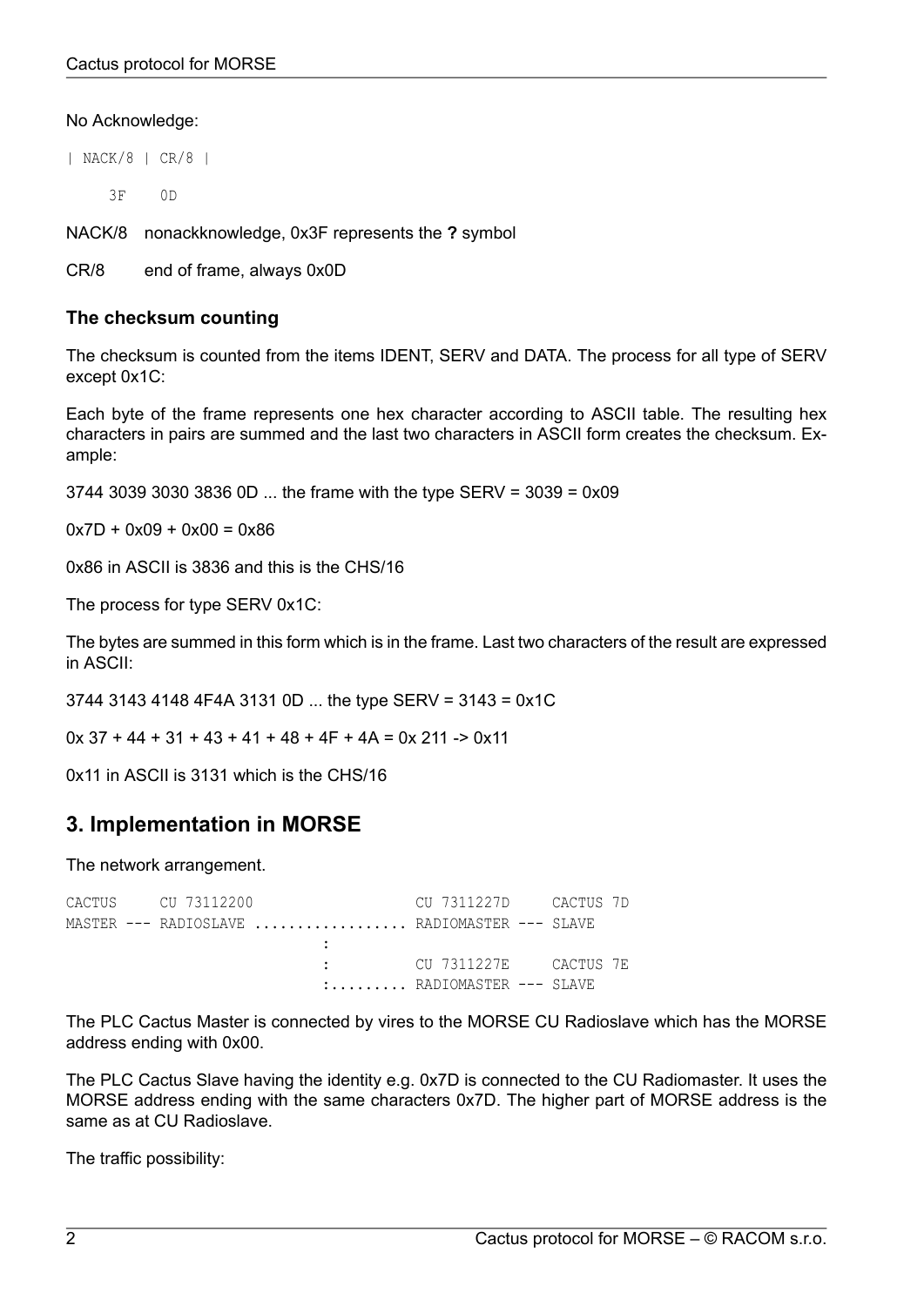No Acknowledge:

```
| NACK/8 | CR/8 |

     3F     0D
```

NACK/8 nonackknowledge, 0x3F represents the **?** symbol

CR/8 end of frame, always 0x0D

### The checksum counting

The checksum is counted from the items IDENT, SERV and DATA. The process for all type of SERV except 0x1C:

Each byte of the frame represents one hex character according to ASCII table. The resulting hex characters in pairs are summed and the last two characters in ASCII form creates the checksum. Example:

3744 3039 3030 3836 0D ... the frame with the type SERV = 3039 = 0x09

0x7D + 0x09 + 0x00 = 0x86

0x86 in ASCII is 3836 and this is the CHS/16

The process for type SERV 0x1C:

The bytes are summed in this form which is in the frame. Last two characters of the result are expressed in ASCII:

3744 3143 4148 4F4A 3131 0D ... the type SERV = 3143 = 0x1C

0x 37 + 44 + 31 + 43 + 41 + 48 + 4F + 4A = 0x 211 -> 0x11

0x11 in ASCII is 3131 which is the CHS/16

## 3. Implementation in MORSE

The network arrangement.

```
CACTUS     CU 73112200                   CU 7311227D     CACTUS 7D
MASTER --- RADIOSLAVE .................. RADIOMASTER --- SLAVE
                              :
                              :          CU 7311227E     CACTUS 7E
                              :......... RADIOMASTER --- SLAVE
```

The PLC Cactus Master is connected by vires to the MORSE CU Radioslave which has the MORSE address ending with 0x00.

The PLC Cactus Slave having the identity e.g. 0x7D is connected to the CU Radiomaster. It uses the MORSE address ending with the same characters 0x7D. The higher part of MORSE address is the same as at CU Radioslave.

The traffic possibility: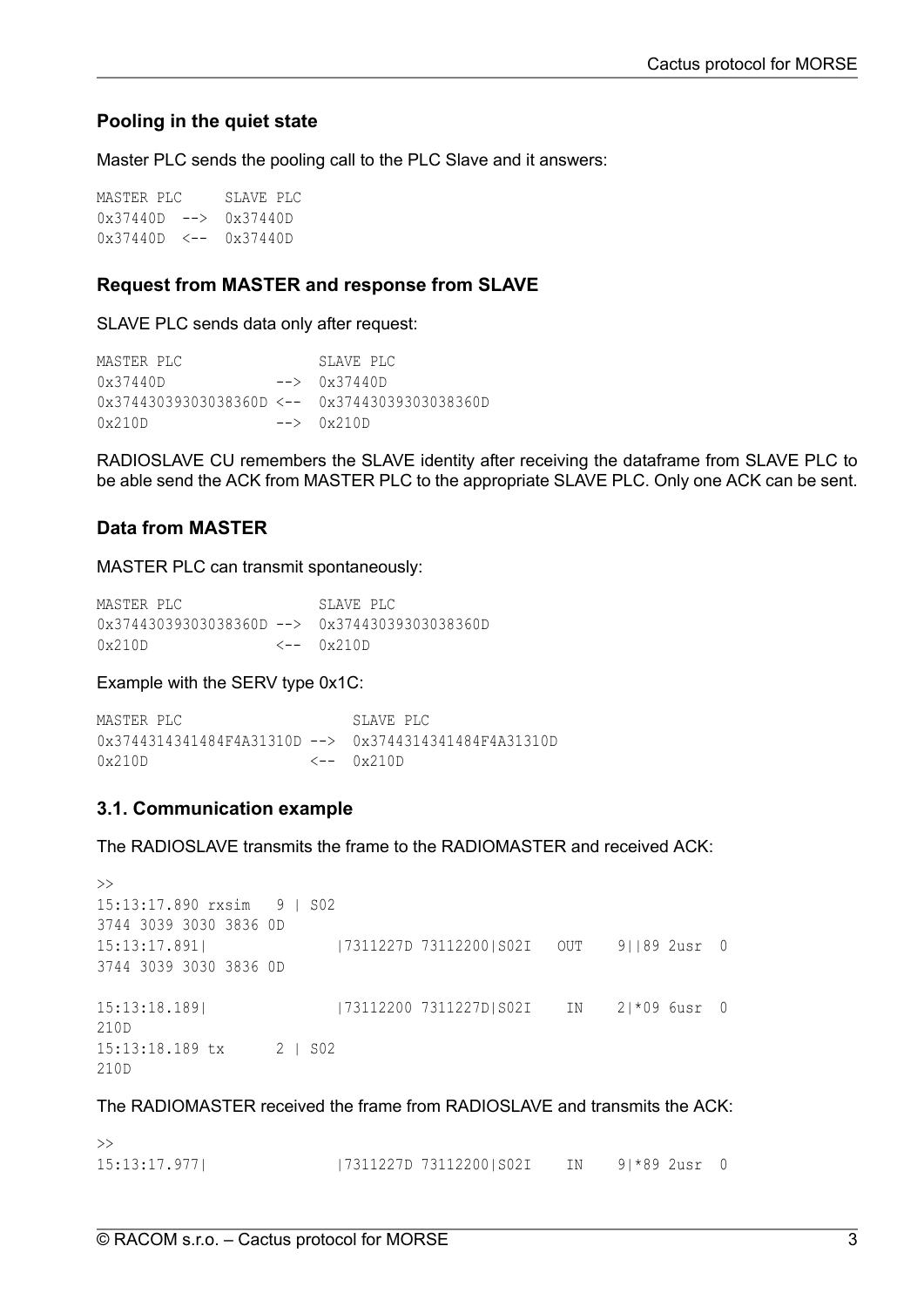### Pooling in the quiet state

Master PLC sends the pooling call to the PLC Slave and it answers:

```
MASTER PLC     SLAVE PLC
0x37440D  -->  0x37440D
0x37440D  <--  0x37440D
```

### Request from MASTER and response from SLAVE

SLAVE PLC sends data only after request:

```
MASTER PLC                SLAVE PLC
0x37440D             -->  0x37440D
0x37443039303038360D <--  0x37443039303038360D
0x210D               -->  0x210D
```

RADIOSLAVE CU remembers the SLAVE identity after receiving the dataframe from SLAVE PLC to be able send the ACK from MASTER PLC to the appropriate SLAVE PLC. Only one ACK can be sent.

### Data from MASTER

MASTER PLC can transmit spontaneously:

```
MASTER PLC                SLAVE PLC
0x37443039303038360D -->  0x37443039303038360D
0x210D               <--  0x210D
```

Example with the SERV type 0x1C:

```
MASTER PLC                    SLAVE PLC
0x3744314341484F4A31310D -->  0x3744314341484F4A31310D
0x210D                   <--  0x210D
```

### 3.1. Communication example

The RADIOSLAVE transmits the frame to the RADIOMASTER and received ACK:

```
>>
15:13:17.890 rxsim   9 | S02
3744 3039 3030 3836 0D
15:13:17.891|              |7311227D 73112200|S02I   OUT    9||89 2usr  0
3744 3039 3030 3836 0D

15:13:18.189|              |73112200 7311227D|S02I    IN    2|*09 6usr  0
210D
15:13:18.189 tx      2 | S02
210D
```

The RADIOMASTER received the frame from RADIOSLAVE and transmits the ACK:

```
>>
15:13:17.977|              |7311227D 73112200|S02I    IN    9|*89 2usr  0
```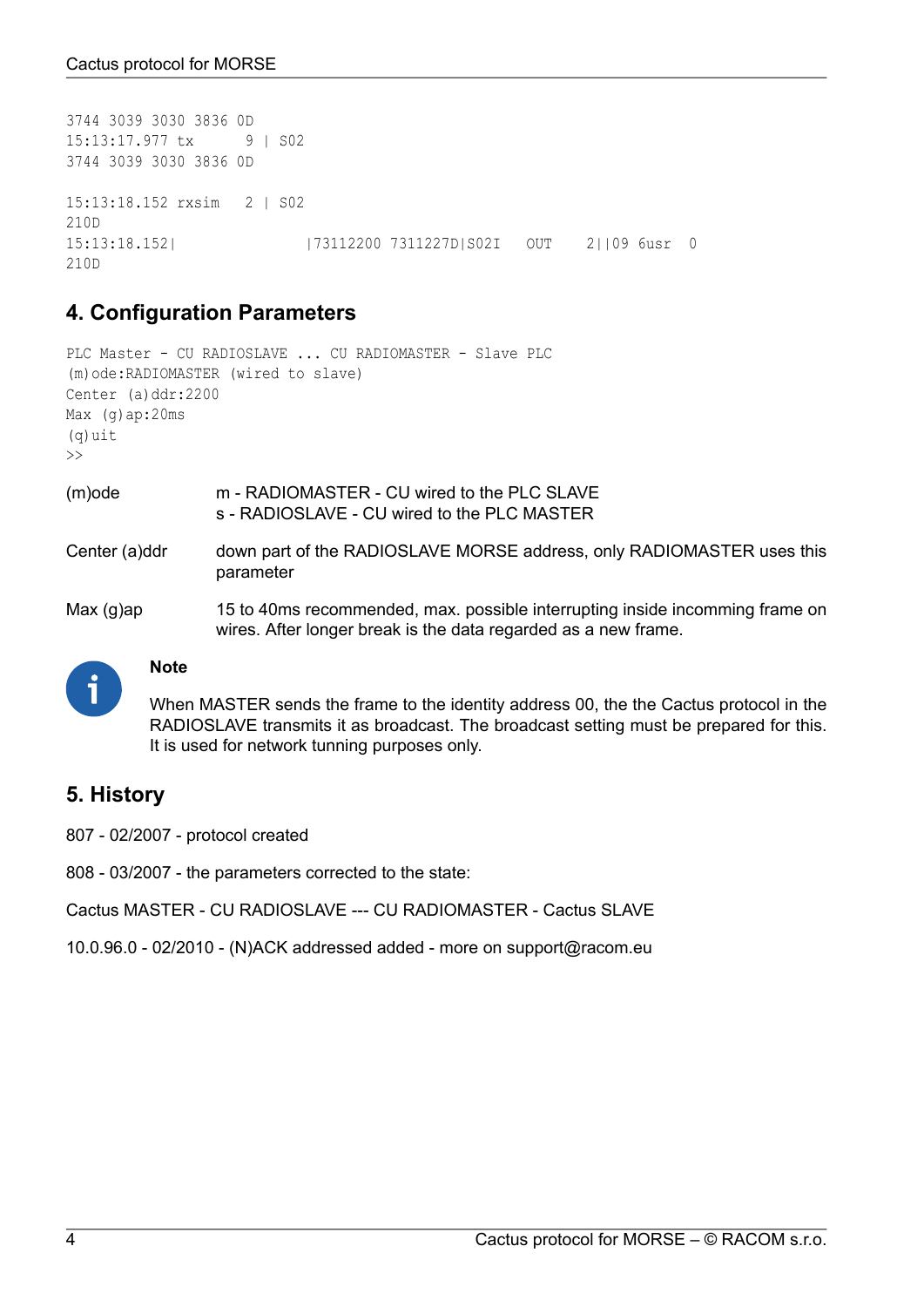```
3744 3039 3030 3836 0D
15:13:17.977 tx      9 | S02
3744 3039 3030 3836 0D

15:13:18.152 rxsim   2 | S02
210D
15:13:18.152|                |73112200 7311227D|S02I   OUT    2||09 6usr  0
210D
```

## 4. Configuration Parameters

```
PLC Master - CU RADIOSLAVE ... CU RADIOMASTER - Slave PLC
(m)ode:RADIOMASTER (wired to slave)
Center (a)ddr:2200
Max (g)ap:20ms
(q)uit
>>
```

| | |
|---|---|
| (m)ode | m - RADIOMASTER - CU wired to the PLC SLAVE<br>s - RADIOSLAVE - CU wired to the PLC MASTER |
| Center (a)ddr | down part of the RADIOSLAVE MORSE address, only RADIOMASTER uses this parameter |
| Max (g)ap | 15 to 40ms recommended, max. possible interrupting inside incomming frame on wires. After longer break is the data regarded as a new frame. |

**Note**

When MASTER sends the frame to the identity address 00, the the Cactus protocol in the RADIOSLAVE transmits it as broadcast. The broadcast setting must be prepared for this. It is used for network tunning purposes only.

## 5. History

807 - 02/2007 - protocol created

808 - 03/2007 - the parameters corrected to the state:

Cactus MASTER - CU RADIOSLAVE --- CU RADIOMASTER - Cactus SLAVE

10.0.96.0 - 02/2010 - (N)ACK addressed added - more on support@racom.eu